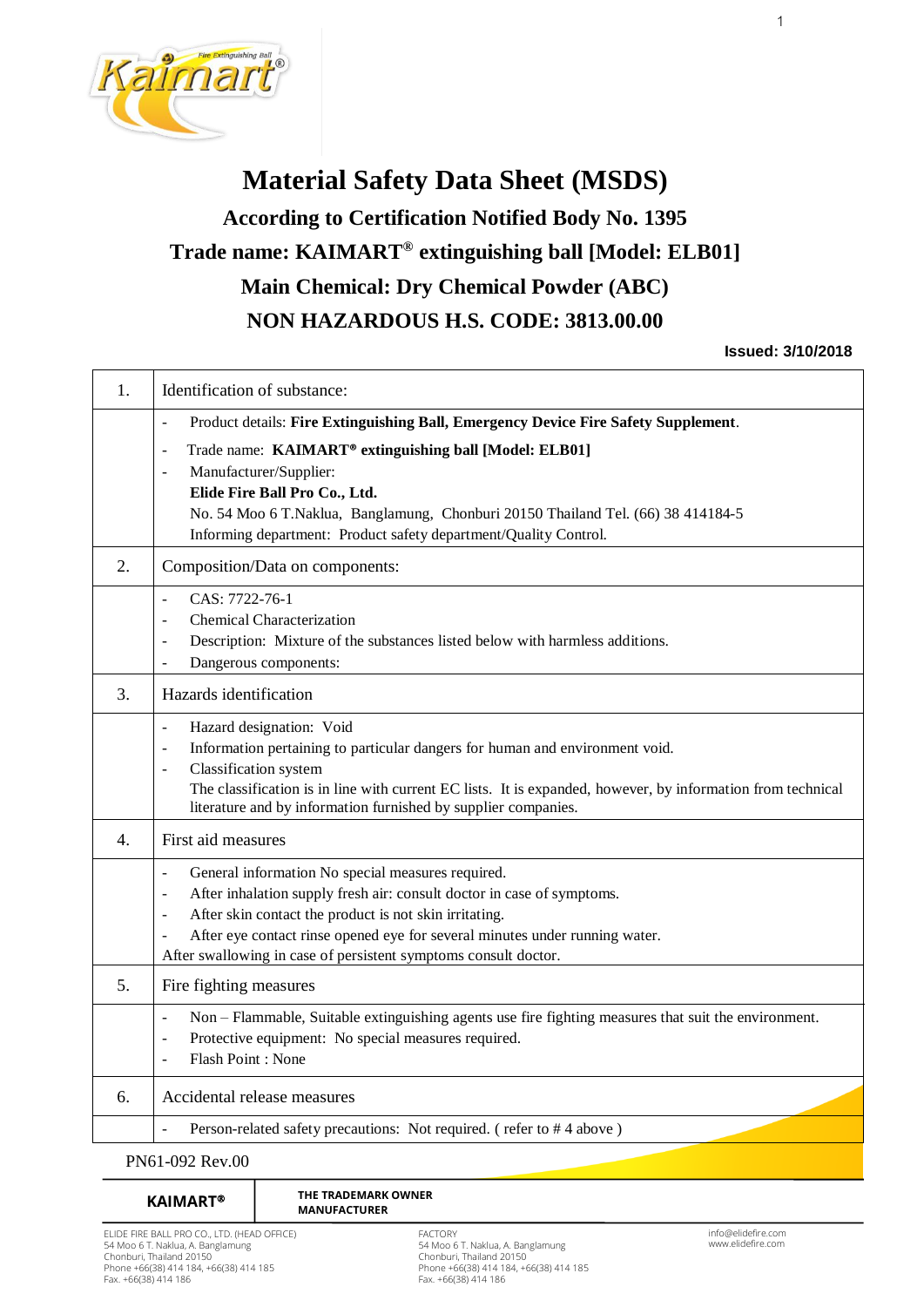# Material Safety Data Sheet (MSDS)

## According to Certification Notified Body No. 1395

## Trade name: KAIMART® extinguishing ball [Model: ELB01]

## Main Chemical: Dry Chemical Powder (ABC)

## NON HAZARDOUS H.S. CODE: 3813.00.00

**Issued: 3/10/2018**

| | |
|---|---|
| 1. | Identification of substance: |
| | - Product details: **Fire Extinguishing Ball, Emergency Device Fire Safety Supplement**.<br>- Trade name: **KAIMART® extinguishing ball [Model: ELB01]**<br>- Manufacturer/Supplier:<br>**Elide Fire Ball Pro Co., Ltd.**<br>No. 54 Moo 6 T.Naklua, Banglamung, Chonburi 20150 Thailand Tel. (66) 38 414184-5<br>Informing department: Product safety department/Quality Control. |
| 2. | Composition/Data on components: |
| | - CAS: 7722-76-1<br>- Chemical Characterization<br>- Description: Mixture of the substances listed below with harmless additions.<br>- Dangerous components: |
| 3. | Hazards identification |
| | - Hazard designation: Void<br>- Information pertaining to particular dangers for human and environment void.<br>- Classification system<br>The classification is in line with current EC lists. It is expanded, however, by information from technical literature and by information furnished by supplier companies. |
| 4. | First aid measures |
| | - General information No special measures required.<br>- After inhalation supply fresh air: consult doctor in case of symptoms.<br>- After skin contact the product is not skin irritating.<br>- After eye contact rinse opened eye for several minutes under running water.<br>After swallowing in case of persistent symptoms consult doctor. |
| 5. | Fire fighting measures |
| | - Non – Flammable, Suitable extinguishing agents use fire fighting measures that suit the environment.<br>- Protective equipment: No special measures required.<br>- Flash Point : None |
| 6. | Accidental release measures |
| | - Person-related safety precautions: Not required. ( refer to # 4 above ) |

PN61-092 Rev.00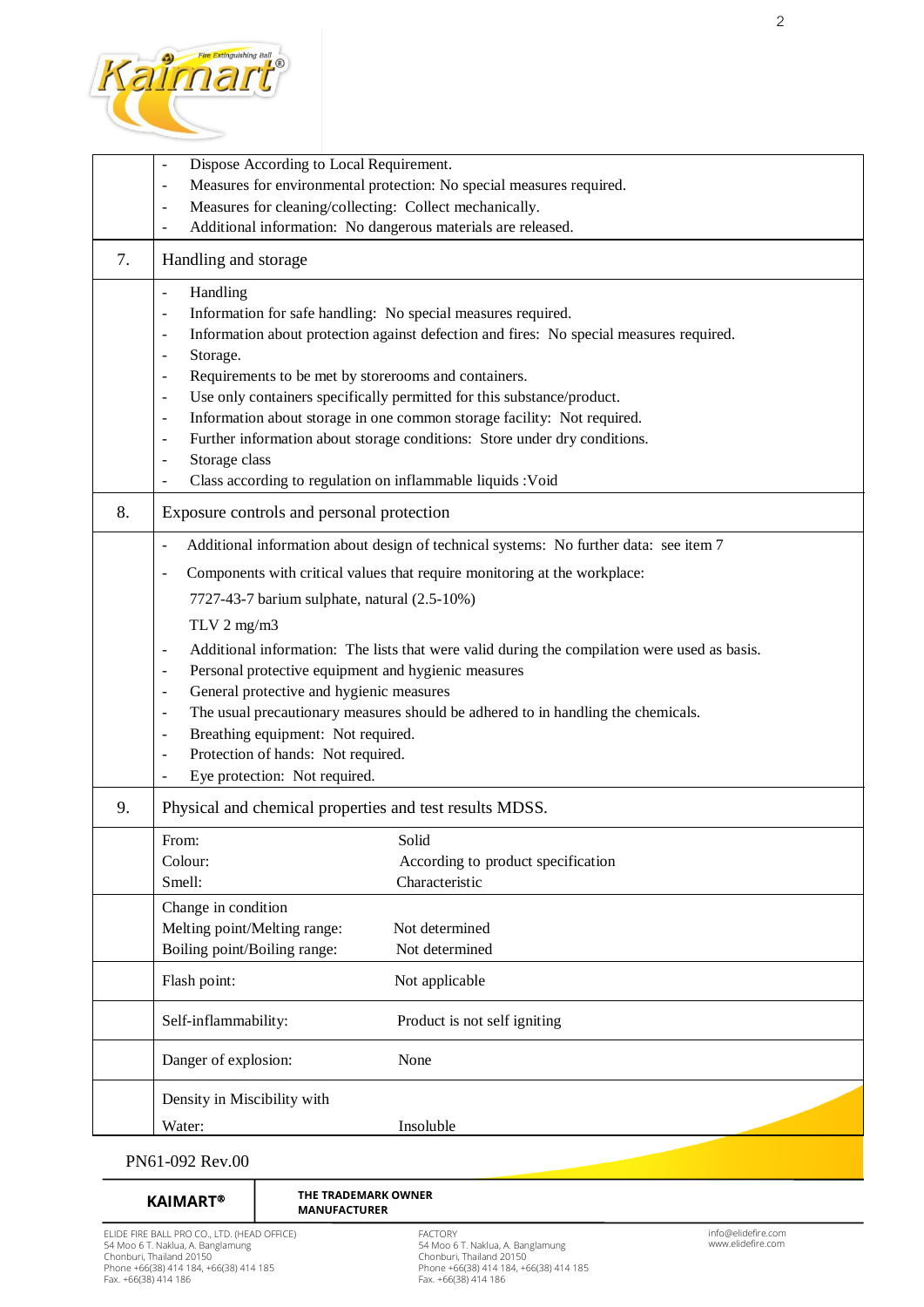| | |
|---|---|
| | - Dispose According to Local Requirement.<br>- Measures for environmental protection: No special measures required.<br>- Measures for cleaning/collecting: Collect mechanically.<br>- Additional information: No dangerous materials are released. |
| 7. | Handling and storage |
| | - Handling<br>- Information for safe handling: No special measures required.<br>- Information about protection against defection and fires: No special measures required.<br>- Storage.<br>- Requirements to be met by storerooms and containers.<br>- Use only containers specifically permitted for this substance/product.<br>- Information about storage in one common storage facility: Not required.<br>- Further information about storage conditions: Store under dry conditions.<br>- Storage class<br>- Class according to regulation on inflammable liquids :Void |
| 8. | Exposure controls and personal protection |
| | - Additional information about design of technical systems: No further data: see item 7<br>- Components with critical values that require monitoring at the workplace:<br>7727-43-7 barium sulphate, natural (2.5-10%)<br>TLV 2 mg/m3<br>- Additional information: The lists that were valid during the compilation were used as basis.<br>- Personal protective equipment and hygienic measures<br>- General protective and hygienic measures<br>- The usual precautionary measures should be adhered to in handling the chemicals.<br>- Breathing equipment: Not required.<br>- Protection of hands: Not required.<br>- Eye protection: Not required. |
| 9. | Physical and chemical properties and test results MDSS. |
| | From: Solid<br>Colour: According to product specification<br>Smell: Characteristic |
| | Change in condition<br>Melting point/Melting range: Not determined<br>Boiling point/Boiling range: Not determined |
| | Flash point: Not applicable |
| | Self-inflammability: Product is not self igniting |
| | Danger of explosion: None |
| | Density in Miscibility with<br>Water: Insoluble |

PN61-092 Rev.00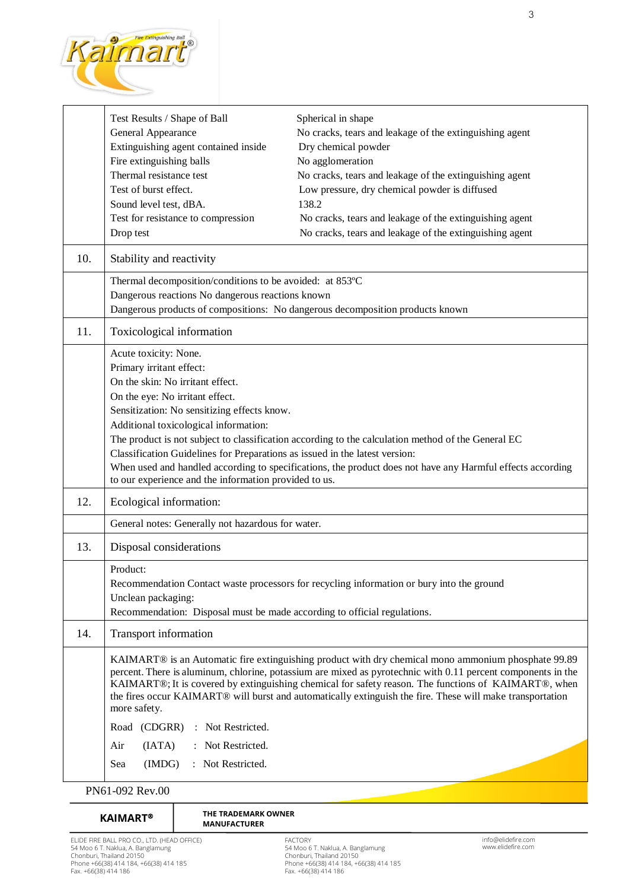| | | |
|---|---|---|
| | Test Results / Shape of Ball | Spherical in shape |
| | General Appearance | No cracks, tears and leakage of the extinguishing agent |
| | Extinguishing agent contained inside | Dry chemical powder |
| | Fire extinguishing balls | No agglomeration |
| | Thermal resistance test | No cracks, tears and leakage of the extinguishing agent |
| | Test of burst effect. | Low pressure, dry chemical powder is diffused |
| | Sound level test, dBA. | 138.2 |
| | Test for resistance to compression | No cracks, tears and leakage of the extinguishing agent |
| | Drop test | No cracks, tears and leakage of the extinguishing agent |

## 10. Stability and reactivity

Thermal decomposition/conditions to be avoided: at 853ºC
Dangerous reactions No dangerous reactions known
Dangerous products of compositions: No dangerous decomposition products known

## 11. Toxicological information

Acute toxicity: None.
Primary irritant effect:
On the skin: No irritant effect.
On the eye: No irritant effect.
Sensitization: No sensitizing effects know.
Additional toxicological information:
The product is not subject to classification according to the calculation method of the General EC Classification Guidelines for Preparations as issued in the latest version:
When used and handled according to specifications, the product does not have any Harmful effects according to our experience and the information provided to us.

## 12. Ecological information:

General notes: Generally not hazardous for water.

## 13. Disposal considerations

Product:
Recommendation Contact waste processors for recycling information or bury into the ground
Unclean packaging:
Recommendation: Disposal must be made according to official regulations.

## 14. Transport information

KAIMART® is an Automatic fire extinguishing product with dry chemical mono ammonium phosphate 99.89 percent. There is aluminum, chlorine, potassium are mixed as pyrotechnic with 0.11 percent components in the KAIMART®; It is covered by extinguishing chemical for safety reason. The functions of KAIMART®, when the fires occur KAIMART® will burst and automatically extinguish the fire. These will make transportation more safety.

Road (CDGRR) : Not Restricted.

Air (IATA) : Not Restricted.

Sea (IMDG) : Not Restricted.

PN61-092 Rev.00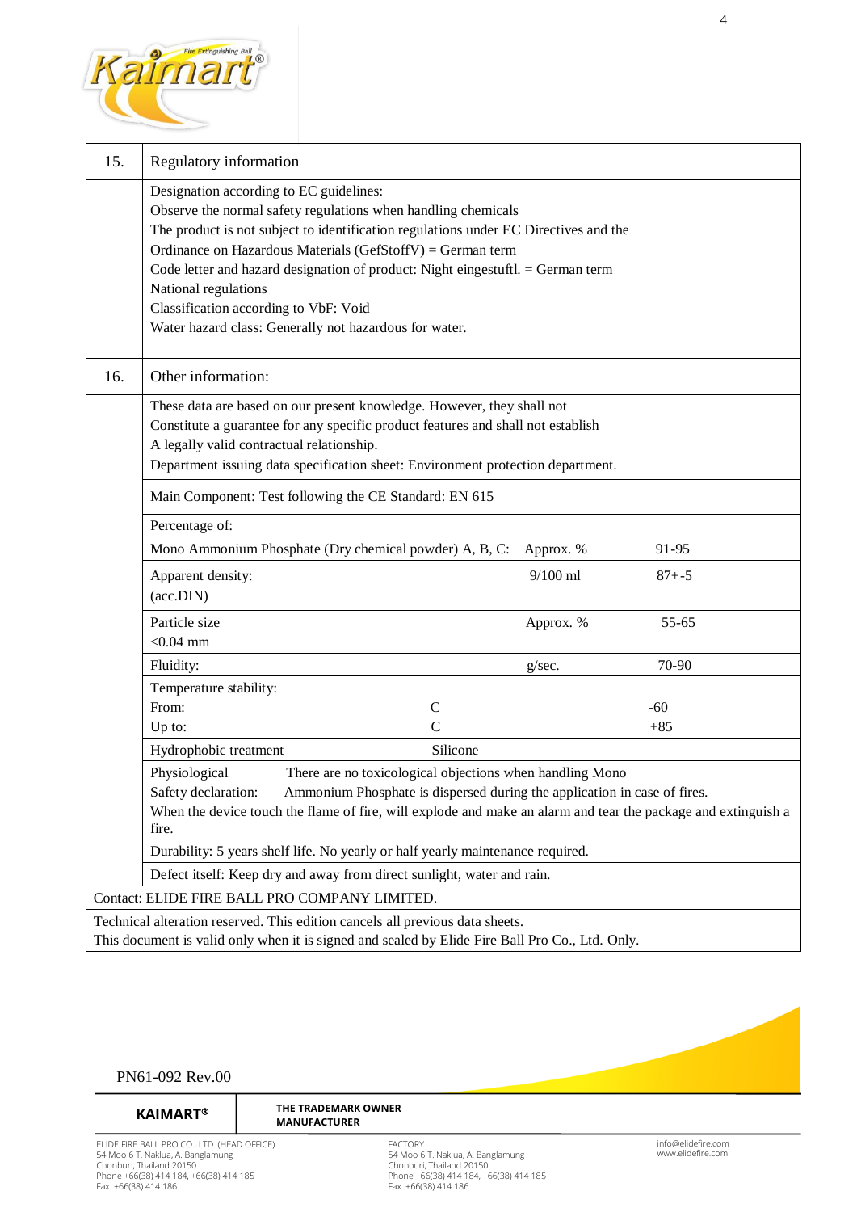| | |
|---|---|
| 15. | Regulatory information |
| | Designation according to EC guidelines:<br>Observe the normal safety regulations when handling chemicals<br>The product is not subject to identification regulations under EC Directives and the Ordinance on Hazardous Materials (GefStoffV) = German term<br>Code letter and hazard designation of product: Night eingestuftl. = German term<br>National regulations<br>Classification according to VbF: Void<br>Water hazard class: Generally not hazardous for water. |
| 16. | Other information: |
| | These data are based on our present knowledge. However, they shall not Constitute a guarantee for any specific product features and shall not establish A legally valid contractual relationship.<br>Department issuing data specification sheet: Environment protection department. |

| | | |
|---|---|---|
| Main Component: Test following the CE Standard: EN 615 | | |
| Percentage of: | | |
| Mono Ammonium Phosphate (Dry chemical powder) A, B, C: | Approx. % | 91-95 |
| Apparent density: (acc.DIN) | 9/100 ml | 87+-5 |
| Particle size <0.04 mm | Approx. % | 55-65 |
| Fluidity: | g/sec. | 70-90 |
| Temperature stability: From: C | | -60 |
| Up to: C | | +85 |
| Hydrophobic treatment Silicone | | |
| Physiological Safety declaration: There are no toxicological objections when handling Mono Ammonium Phosphate is dispersed during the application in case of fires. When the device touch the flame of fire, will explode and make an alarm and tear the package and extinguish a fire. | | |
| Durability: 5 years shelf life. No yearly or half yearly maintenance required. | | |
| Defect itself: Keep dry and away from direct sunlight, water and rain. | | |

Contact: ELIDE FIRE BALL PRO COMPANY LIMITED.

Technical alteration reserved. This edition cancels all previous data sheets.
This document is valid only when it is signed and sealed by Elide Fire Ball Pro Co., Ltd. Only.

PN61-092 Rev.00

**KAIMART®** | **THE TRADEMARK OWNER MANUFACTURER**

ELIDE FIRE BALL PRO CO., LTD. (HEAD OFFICE)
54 Moo 6 T. Naklua, A. Banglamung
Chonburi, Thailand 20150
Phone +66(38) 414 184, +66(38) 414 185
Fax. +66(38) 414 186

FACTORY
54 Moo 6 T. Naklua, A. Banglamung
Chonburi, Thailand 20150
Phone +66(38) 414 184, +66(38) 414 185
Fax. +66(38) 414 186

info@elidefire.com
www.elidefire.com